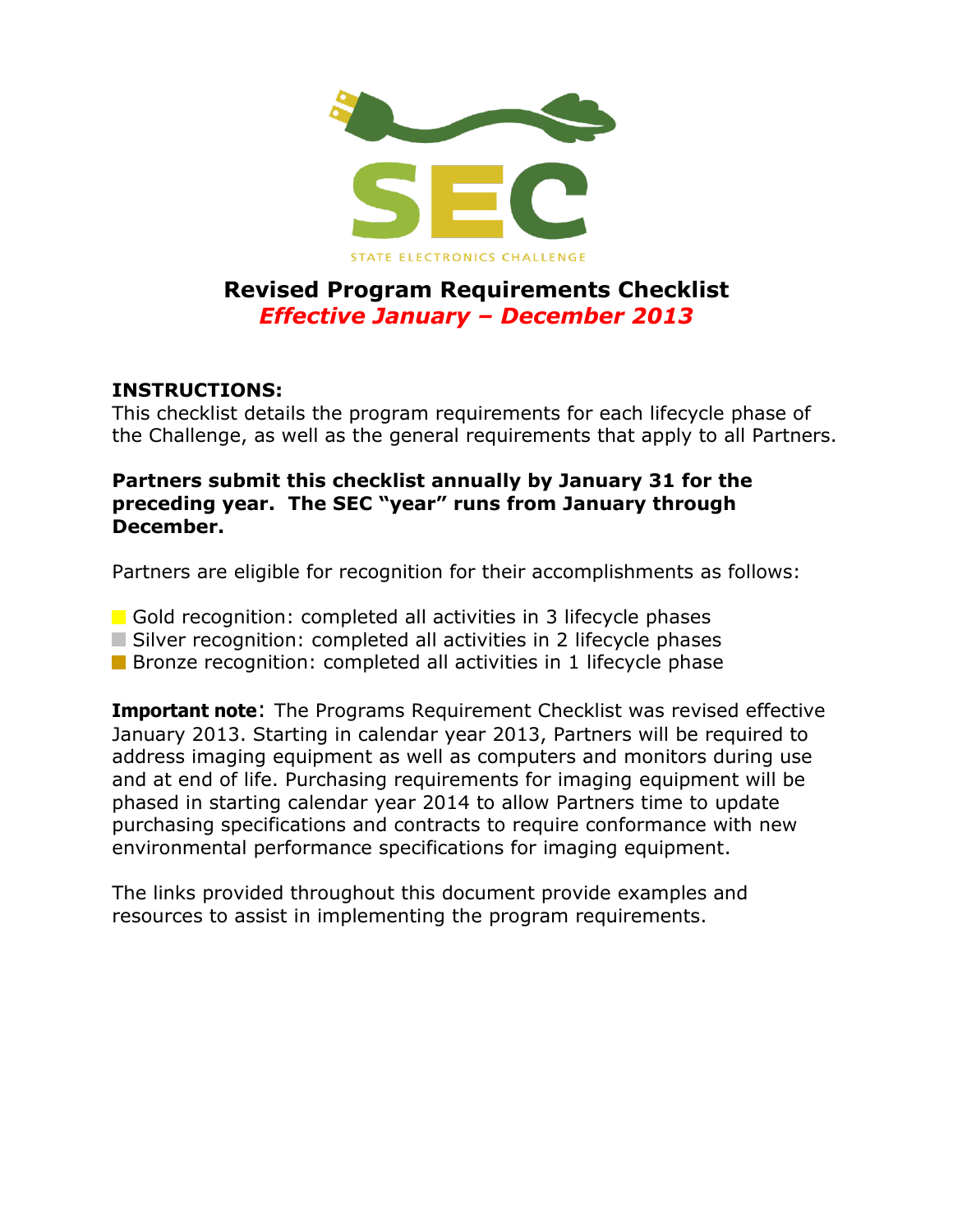SEC

STATE ELECTRONICS CHALLENGE

# Revised Program Requirements Checklist

## *Effective January – December 2013*

**INSTRUCTIONS:**
This checklist details the program requirements for each lifecycle phase of the Challenge, as well as the general requirements that apply to all Partners.

**Partners submit this checklist annually by January 31 for the preceding year. The SEC "year" runs from January through December.**

Partners are eligible for recognition for their accomplishments as follows:

- Gold recognition: completed all activities in 3 lifecycle phases
- Silver recognition: completed all activities in 2 lifecycle phases
- Bronze recognition: completed all activities in 1 lifecycle phase

**Important note**: The Programs Requirement Checklist was revised effective January 2013. Starting in calendar year 2013, Partners will be required to address imaging equipment as well as computers and monitors during use and at end of life. Purchasing requirements for imaging equipment will be phased in starting calendar year 2014 to allow Partners time to update purchasing specifications and contracts to require conformance with new environmental performance specifications for imaging equipment.

The links provided throughout this document provide examples and resources to assist in implementing the program requirements.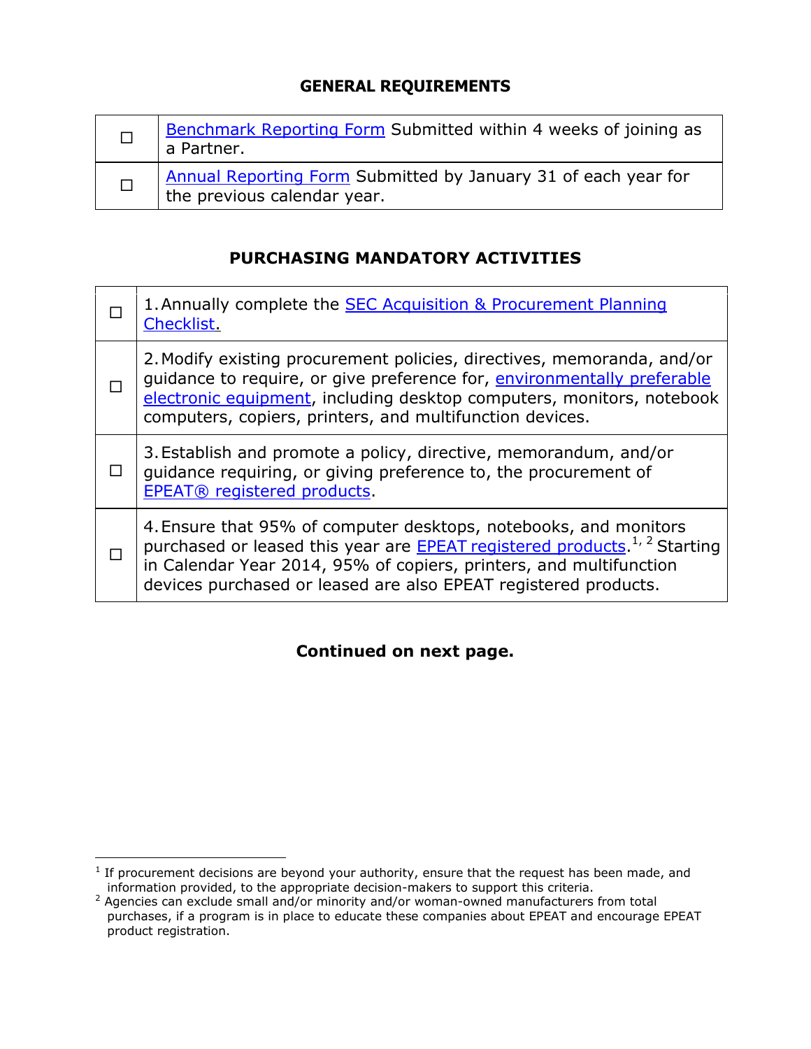## GENERAL REQUIREMENTS

| | |
|---|---|
| ☐ | Benchmark Reporting Form Submitted within 4 weeks of joining as a Partner. |
| ☐ | Annual Reporting Form Submitted by January 31 of each year for the previous calendar year. |

## PURCHASING MANDATORY ACTIVITIES

| | |
|---|---|
| ☐ | 1. Annually complete the SEC Acquisition & Procurement Planning Checklist. |
| ☐ | 2. Modify existing procurement policies, directives, memoranda, and/or guidance to require, or give preference for, environmentally preferable electronic equipment, including desktop computers, monitors, notebook computers, copiers, printers, and multifunction devices. |
| ☐ | 3. Establish and promote a policy, directive, memorandum, and/or guidance requiring, or giving preference to, the procurement of EPEAT® registered products. |
| ☐ | 4. Ensure that 95% of computer desktops, notebooks, and monitors purchased or leased this year are EPEAT registered products.[1, 2] Starting in Calendar Year 2014, 95% of copiers, printers, and multifunction devices purchased or leased are also EPEAT registered products. |

**Continued on next page.**

---

[1] If procurement decisions are beyond your authority, ensure that the request has been made, and information provided, to the appropriate decision-makers to support this criteria.

[2] Agencies can exclude small and/or minority and/or woman-owned manufacturers from total purchases, if a program is in place to educate these companies about EPEAT and encourage EPEAT product registration.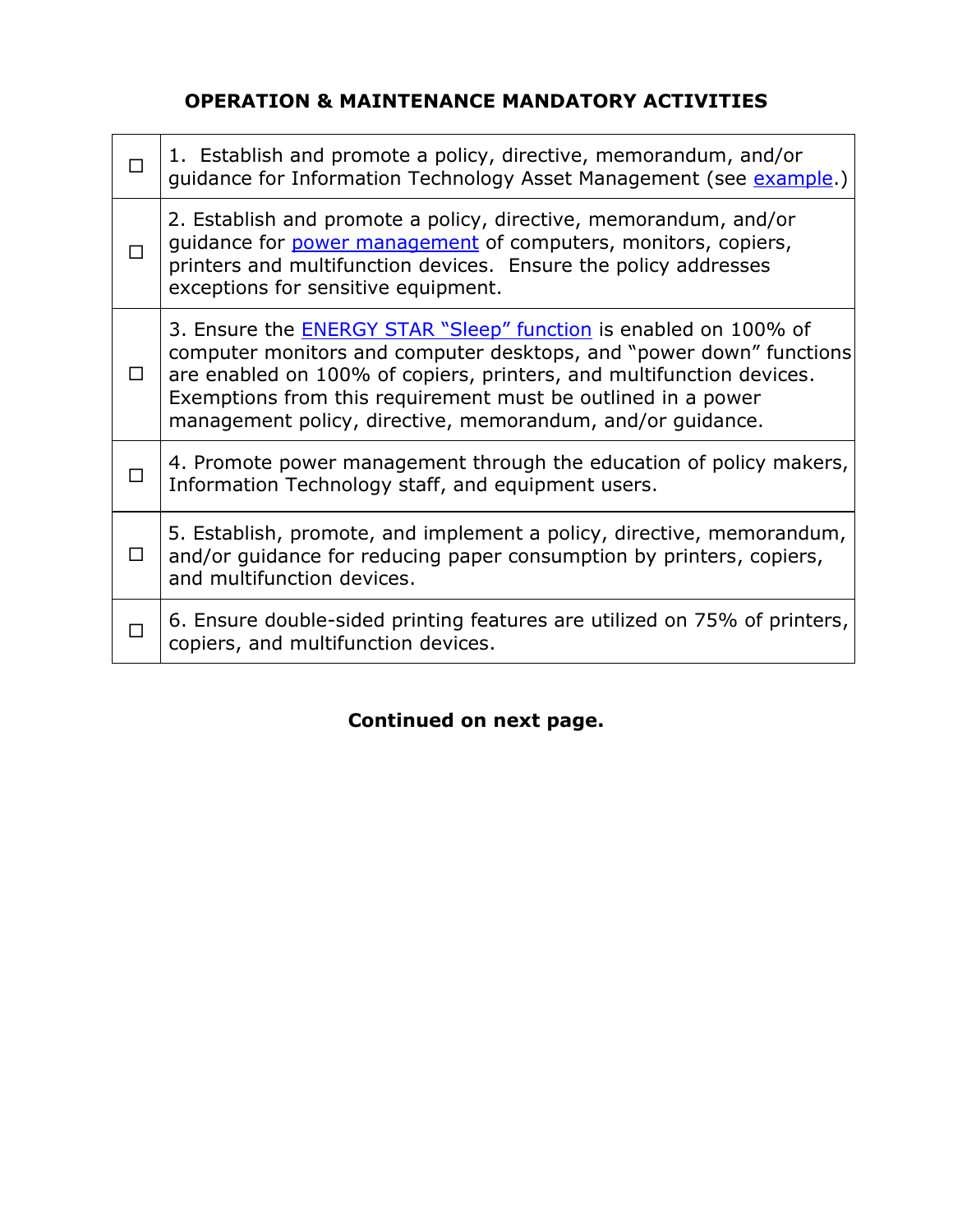**OPERATION & MAINTENANCE MANDATORY ACTIVITIES**

| | |
|---|---|
| ☐ | 1. Establish and promote a policy, directive, memorandum, and/or guidance for Information Technology Asset Management (see example.) |
| ☐ | 2. Establish and promote a policy, directive, memorandum, and/or guidance for power management of computers, monitors, copiers, printers and multifunction devices. Ensure the policy addresses exceptions for sensitive equipment. |
| ☐ | 3. Ensure the ENERGY STAR “Sleep” function is enabled on 100% of computer monitors and computer desktops, and “power down” functions are enabled on 100% of copiers, printers, and multifunction devices. Exemptions from this requirement must be outlined in a power management policy, directive, memorandum, and/or guidance. |
| ☐ | 4. Promote power management through the education of policy makers, Information Technology staff, and equipment users. |
| ☐ | 5. Establish, promote, and implement a policy, directive, memorandum, and/or guidance for reducing paper consumption by printers, copiers, and multifunction devices. |
| ☐ | 6. Ensure double-sided printing features are utilized on 75% of printers, copiers, and multifunction devices. |

**Continued on next page.**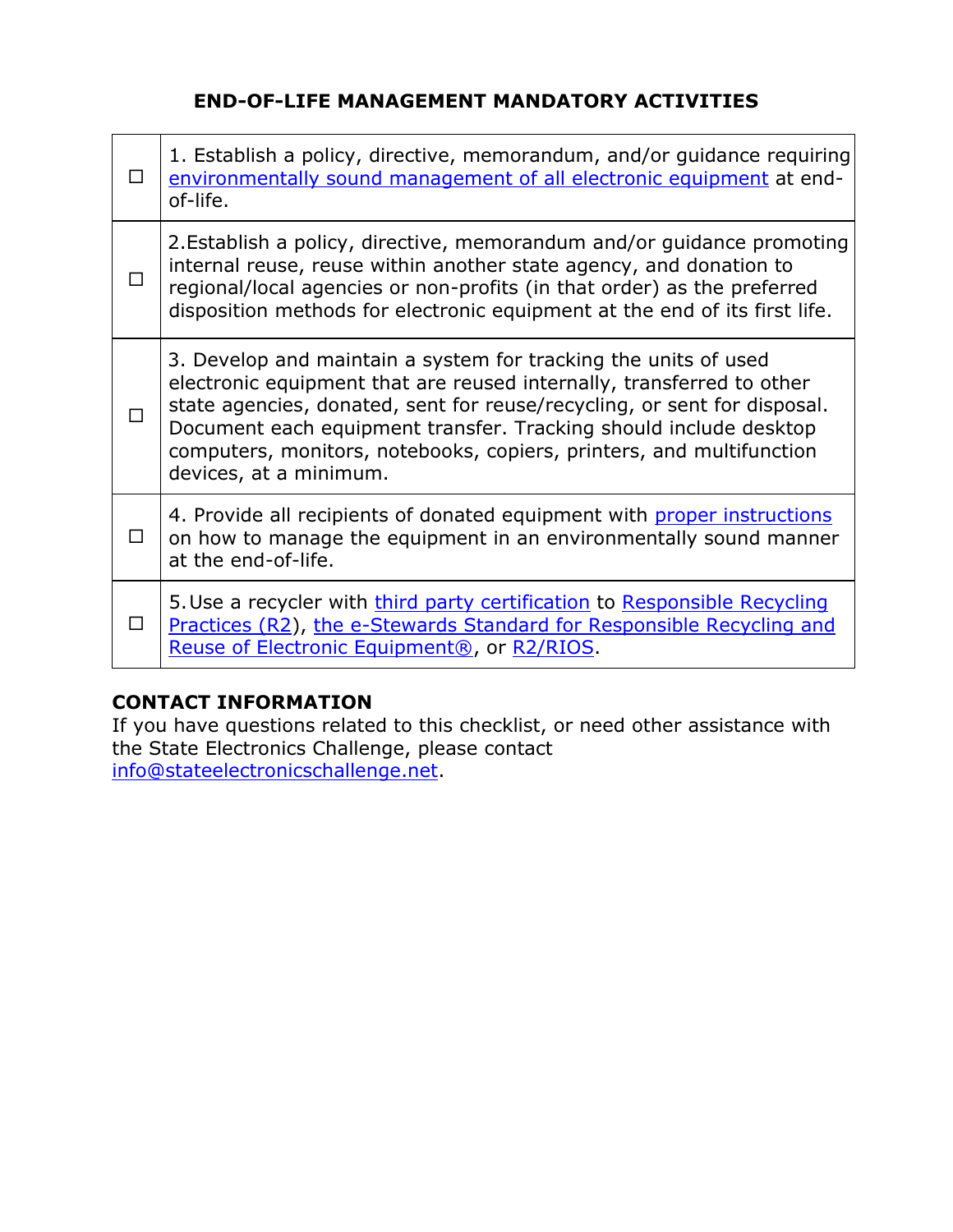## END-OF-LIFE MANAGEMENT MANDATORY ACTIVITIES

| | |
|---|---|
| ☐ | 1. Establish a policy, directive, memorandum, and/or guidance requiring environmentally sound management of all electronic equipment at end-of-life. |
| ☐ | 2.Establish a policy, directive, memorandum and/or guidance promoting internal reuse, reuse within another state agency, and donation to regional/local agencies or non-profits (in that order) as the preferred disposition methods for electronic equipment at the end of its first life. |
| ☐ | 3. Develop and maintain a system for tracking the units of used electronic equipment that are reused internally, transferred to other state agencies, donated, sent for reuse/recycling, or sent for disposal. Document each equipment transfer. Tracking should include desktop computers, monitors, notebooks, copiers, printers, and multifunction devices, at a minimum. |
| ☐ | 4. Provide all recipients of donated equipment with proper instructions on how to manage the equipment in an environmentally sound manner at the end-of-life. |
| ☐ | 5. Use a recycler with third party certification to Responsible Recycling Practices (R2), the e-Stewards Standard for Responsible Recycling and Reuse of Electronic Equipment®, or R2/RIOS. |

**CONTACT INFORMATION**

If you have questions related to this checklist, or need other assistance with the State Electronics Challenge, please contact info@stateelectronicschallenge.net.